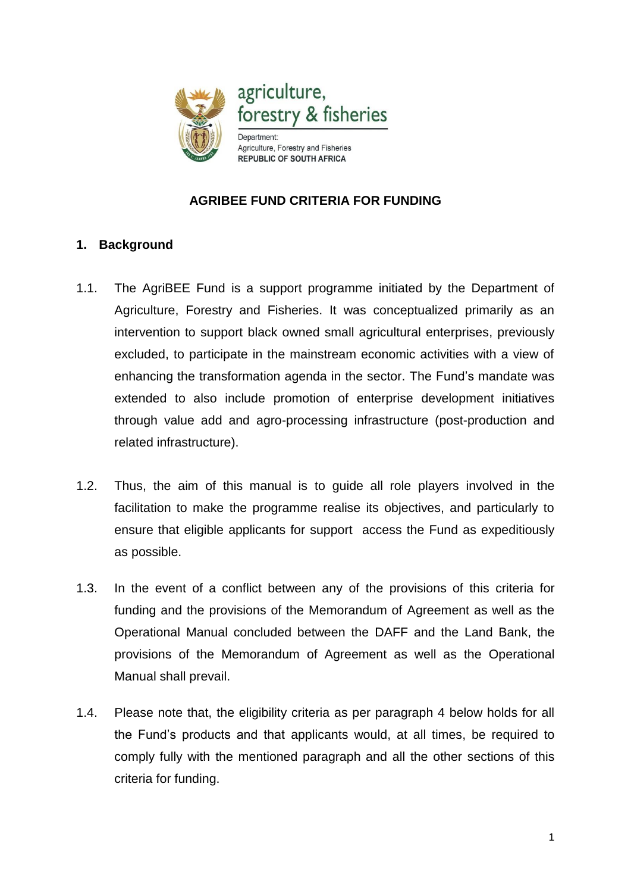agriculture, forestry & fisheries

Department:
Agriculture, Forestry and Fisheries
REPUBLIC OF SOUTH AFRICA

# AGRIBEE FUND CRITERIA FOR FUNDING

## 1. Background

1.1. The AgriBEE Fund is a support programme initiated by the Department of Agriculture, Forestry and Fisheries. It was conceptualized primarily as an intervention to support black owned small agricultural enterprises, previously excluded, to participate in the mainstream economic activities with a view of enhancing the transformation agenda in the sector. The Fund's mandate was extended to also include promotion of enterprise development initiatives through value add and agro-processing infrastructure (post-production and related infrastructure).

1.2. Thus, the aim of this manual is to guide all role players involved in the facilitation to make the programme realise its objectives, and particularly to ensure that eligible applicants for support access the Fund as expeditiously as possible.

1.3. In the event of a conflict between any of the provisions of this criteria for funding and the provisions of the Memorandum of Agreement as well as the Operational Manual concluded between the DAFF and the Land Bank, the provisions of the Memorandum of Agreement as well as the Operational Manual shall prevail.

1.4. Please note that, the eligibility criteria as per paragraph 4 below holds for all the Fund's products and that applicants would, at all times, be required to comply fully with the mentioned paragraph and all the other sections of this criteria for funding.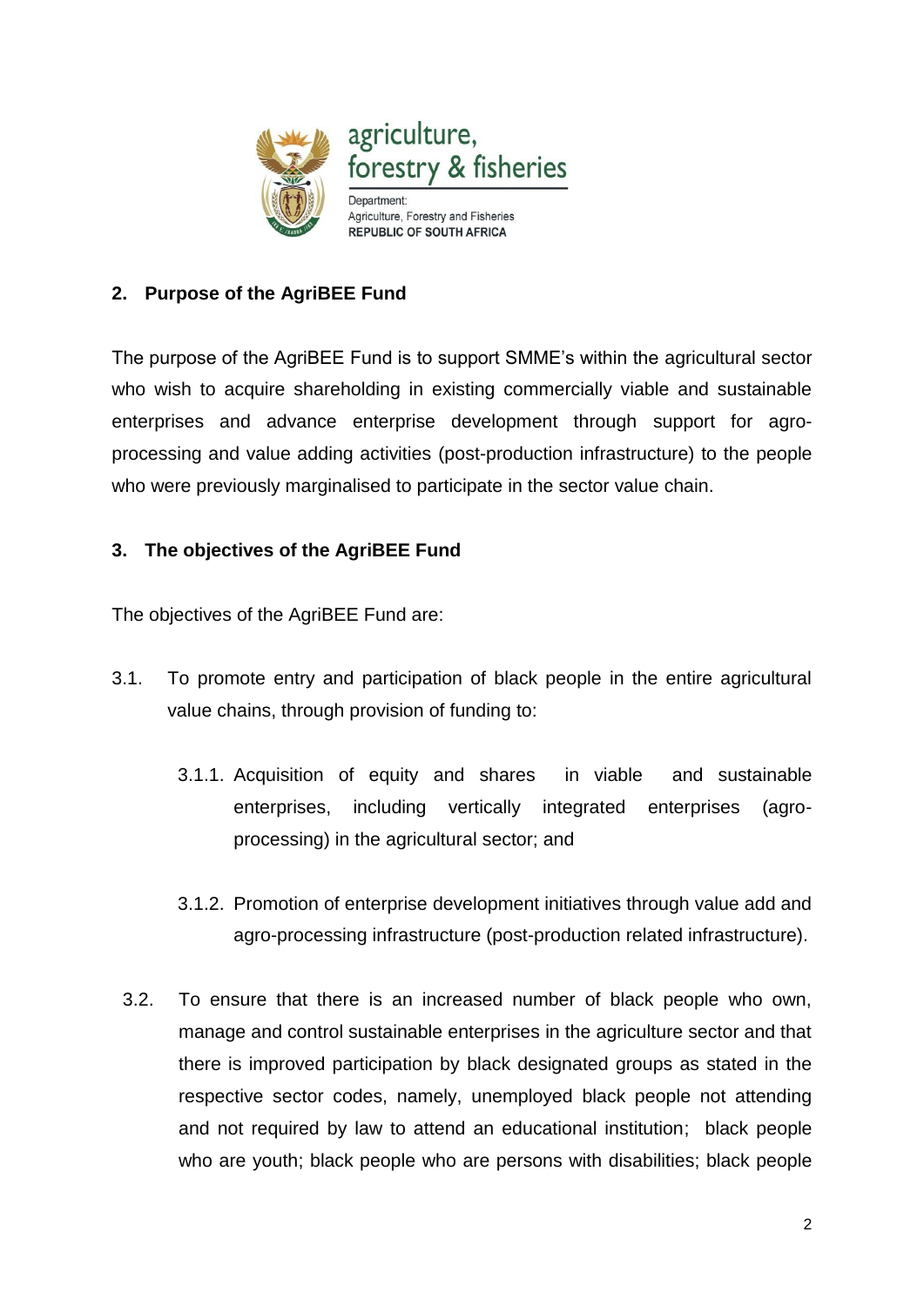## 2. Purpose of the AgriBEE Fund

The purpose of the AgriBEE Fund is to support SMME's within the agricultural sector who wish to acquire shareholding in existing commercially viable and sustainable enterprises and advance enterprise development through support for agro-processing and value adding activities (post-production infrastructure) to the people who were previously marginalised to participate in the sector value chain.

## 3. The objectives of the AgriBEE Fund

The objectives of the AgriBEE Fund are:

3.1. To promote entry and participation of black people in the entire agricultural value chains, through provision of funding to:

3.1.1. Acquisition of equity and shares in viable and sustainable enterprises, including vertically integrated enterprises (agro-processing) in the agricultural sector; and

3.1.2. Promotion of enterprise development initiatives through value add and agro-processing infrastructure (post-production related infrastructure).

3.2. To ensure that there is an increased number of black people who own, manage and control sustainable enterprises in the agriculture sector and that there is improved participation by black designated groups as stated in the respective sector codes, namely, unemployed black people not attending and not required by law to attend an educational institution; black people who are youth; black people who are persons with disabilities; black people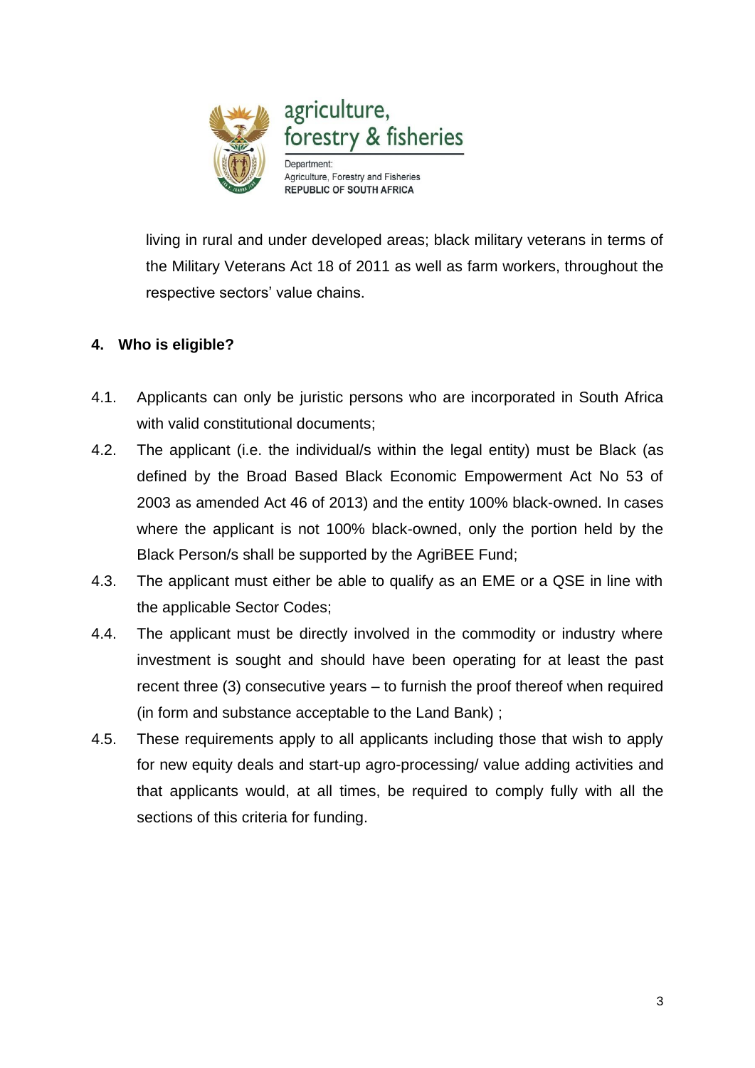living in rural and under developed areas; black military veterans in terms of the Military Veterans Act 18 of 2011 as well as farm workers, throughout the respective sectors' value chains.

## 4. Who is eligible?

4.1. Applicants can only be juristic persons who are incorporated in South Africa with valid constitutional documents;

4.2. The applicant (i.e. the individual/s within the legal entity) must be Black (as defined by the Broad Based Black Economic Empowerment Act No 53 of 2003 as amended Act 46 of 2013) and the entity 100% black-owned. In cases where the applicant is not 100% black-owned, only the portion held by the Black Person/s shall be supported by the AgriBEE Fund;

4.3. The applicant must either be able to qualify as an EME or a QSE in line with the applicable Sector Codes;

4.4. The applicant must be directly involved in the commodity or industry where investment is sought and should have been operating for at least the past recent three (3) consecutive years – to furnish the proof thereof when required (in form and substance acceptable to the Land Bank) ;

4.5. These requirements apply to all applicants including those that wish to apply for new equity deals and start-up agro-processing/ value adding activities and that applicants would, at all times, be required to comply fully with all the sections of this criteria for funding.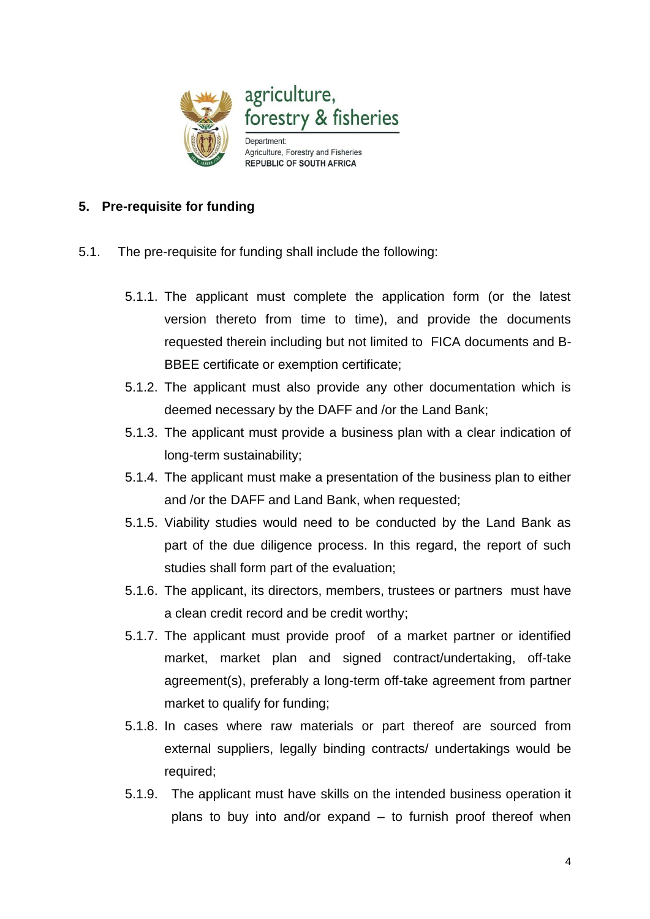## 5. Pre-requisite for funding

5.1. The pre-requisite for funding shall include the following:

5.1.1. The applicant must complete the application form (or the latest version thereto from time to time), and provide the documents requested therein including but not limited to FICA documents and B-BBEE certificate or exemption certificate;

5.1.2. The applicant must also provide any other documentation which is deemed necessary by the DAFF and /or the Land Bank;

5.1.3. The applicant must provide a business plan with a clear indication of long-term sustainability;

5.1.4. The applicant must make a presentation of the business plan to either and /or the DAFF and Land Bank, when requested;

5.1.5. Viability studies would need to be conducted by the Land Bank as part of the due diligence process. In this regard, the report of such studies shall form part of the evaluation;

5.1.6. The applicant, its directors, members, trustees or partners must have a clean credit record and be credit worthy;

5.1.7. The applicant must provide proof of a market partner or identified market, market plan and signed contract/undertaking, off-take agreement(s), preferably a long-term off-take agreement from partner market to qualify for funding;

5.1.8. In cases where raw materials or part thereof are sourced from external suppliers, legally binding contracts/ undertakings would be required;

5.1.9. The applicant must have skills on the intended business operation it plans to buy into and/or expand – to furnish proof thereof when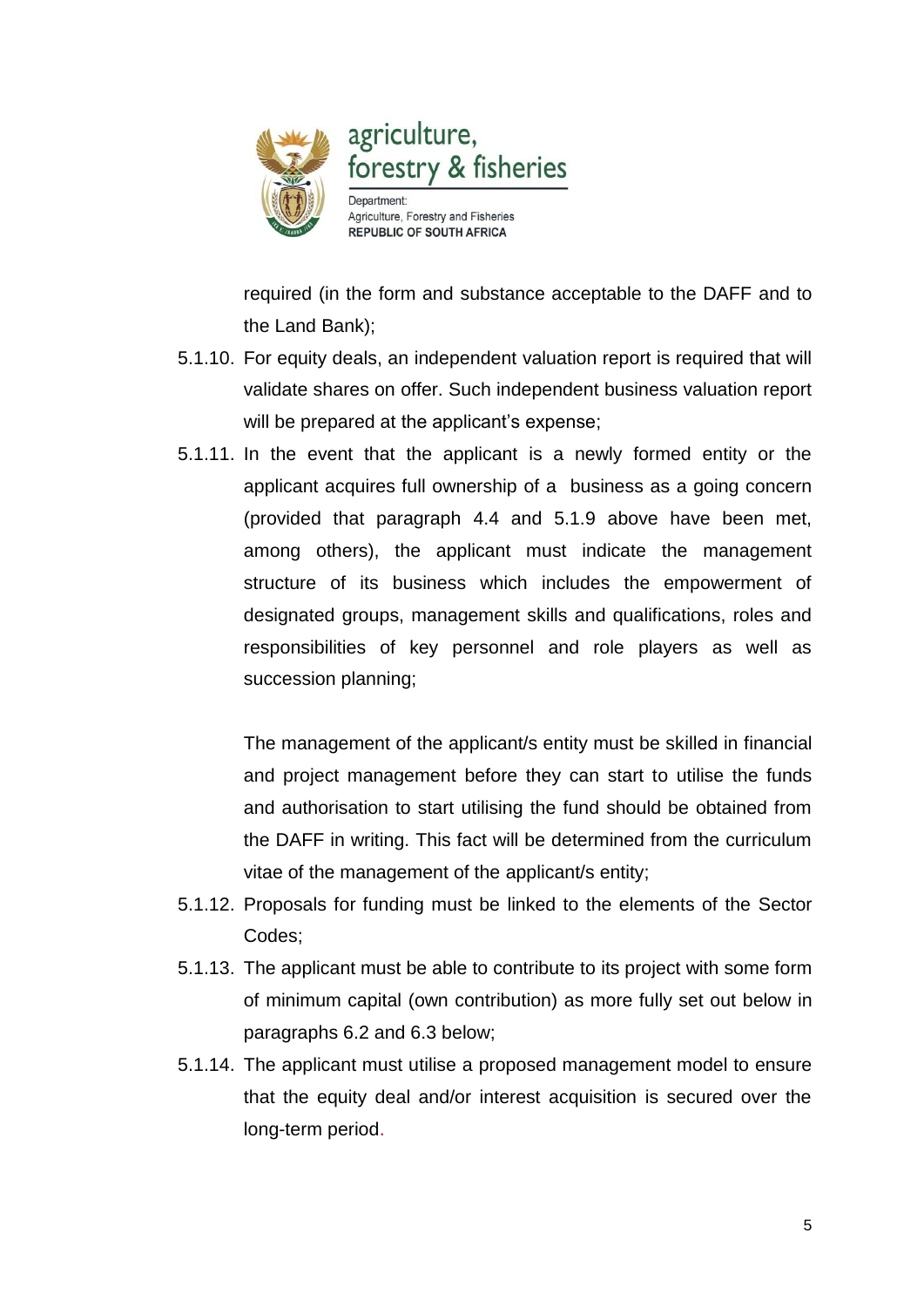required (in the form and substance acceptable to the DAFF and to the Land Bank);

5.1.10. For equity deals, an independent valuation report is required that will validate shares on offer. Such independent business valuation report will be prepared at the applicant's expense;

5.1.11. In the event that the applicant is a newly formed entity or the applicant acquires full ownership of a business as a going concern (provided that paragraph 4.4 and 5.1.9 above have been met, among others), the applicant must indicate the management structure of its business which includes the empowerment of designated groups, management skills and qualifications, roles and responsibilities of key personnel and role players as well as succession planning;

The management of the applicant/s entity must be skilled in financial and project management before they can start to utilise the funds and authorisation to start utilising the fund should be obtained from the DAFF in writing. This fact will be determined from the curriculum vitae of the management of the applicant/s entity;

5.1.12. Proposals for funding must be linked to the elements of the Sector Codes;

5.1.13. The applicant must be able to contribute to its project with some form of minimum capital (own contribution) as more fully set out below in paragraphs 6.2 and 6.3 below;

5.1.14. The applicant must utilise a proposed management model to ensure that the equity deal and/or interest acquisition is secured over the long-term period.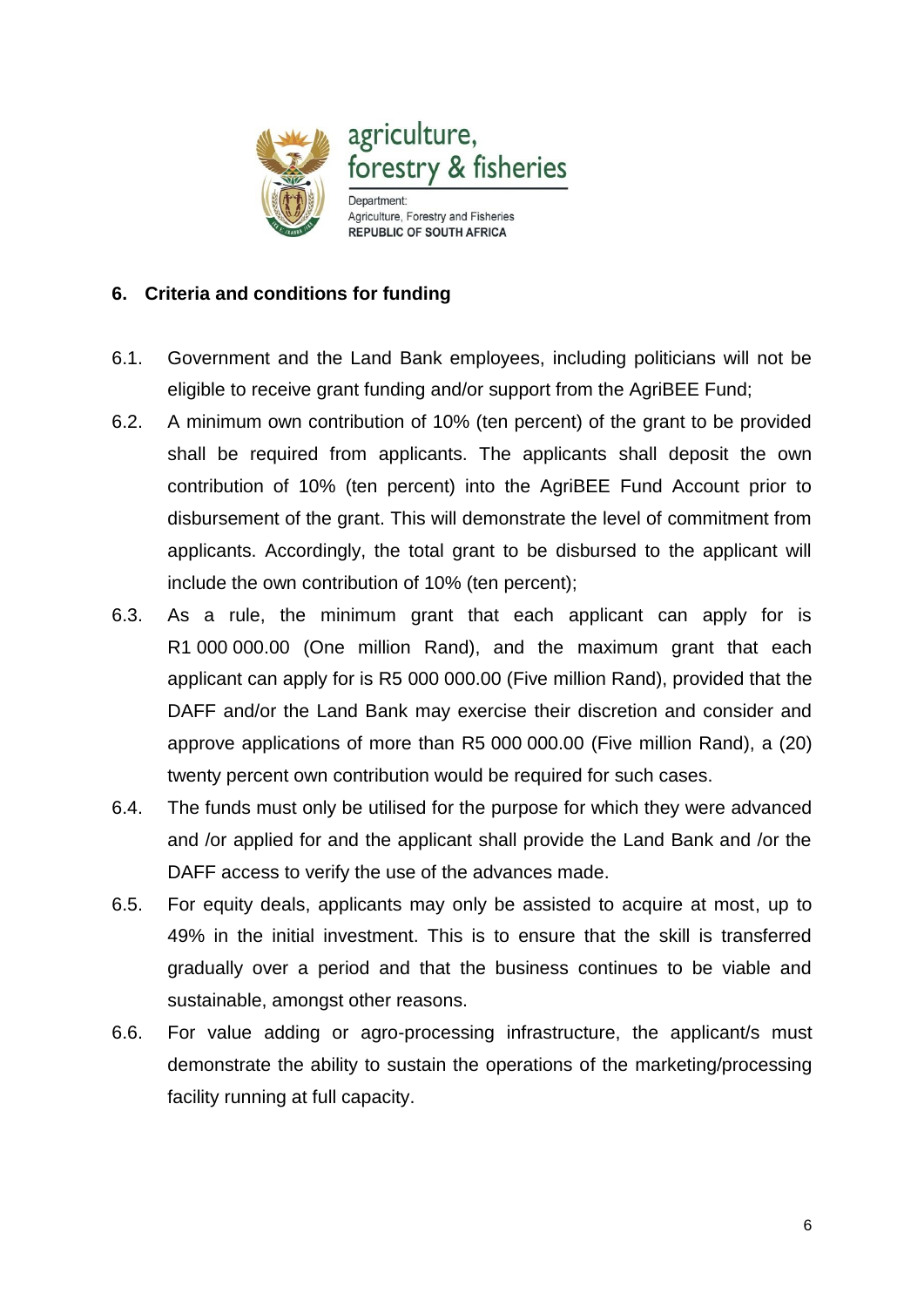## 6. Criteria and conditions for funding

6.1. Government and the Land Bank employees, including politicians will not be eligible to receive grant funding and/or support from the AgriBEE Fund;

6.2. A minimum own contribution of 10% (ten percent) of the grant to be provided shall be required from applicants. The applicants shall deposit the own contribution of 10% (ten percent) into the AgriBEE Fund Account prior to disbursement of the grant. This will demonstrate the level of commitment from applicants. Accordingly, the total grant to be disbursed to the applicant will include the own contribution of 10% (ten percent);

6.3. As a rule, the minimum grant that each applicant can apply for is R1 000 000.00 (One million Rand), and the maximum grant that each applicant can apply for is R5 000 000.00 (Five million Rand), provided that the DAFF and/or the Land Bank may exercise their discretion and consider and approve applications of more than R5 000 000.00 (Five million Rand), a (20) twenty percent own contribution would be required for such cases.

6.4. The funds must only be utilised for the purpose for which they were advanced and /or applied for and the applicant shall provide the Land Bank and /or the DAFF access to verify the use of the advances made.

6.5. For equity deals, applicants may only be assisted to acquire at most, up to 49% in the initial investment. This is to ensure that the skill is transferred gradually over a period and that the business continues to be viable and sustainable, amongst other reasons.

6.6. For value adding or agro-processing infrastructure, the applicant/s must demonstrate the ability to sustain the operations of the marketing/processing facility running at full capacity.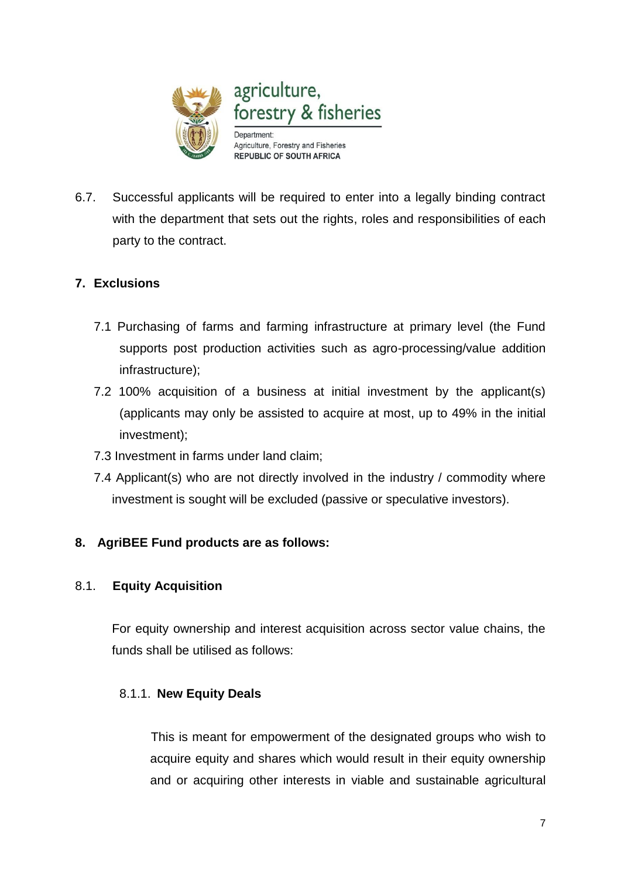6.7. Successful applicants will be required to enter into a legally binding contract with the department that sets out the rights, roles and responsibilities of each party to the contract.

## 7. Exclusions

7.1 Purchasing of farms and farming infrastructure at primary level (the Fund supports post production activities such as agro-processing/value addition infrastructure);

7.2 100% acquisition of a business at initial investment by the applicant(s) (applicants may only be assisted to acquire at most, up to 49% in the initial investment);

7.3 Investment in farms under land claim;

7.4 Applicant(s) who are not directly involved in the industry / commodity where investment is sought will be excluded (passive or speculative investors).

## 8. AgriBEE Fund products are as follows:

### 8.1. Equity Acquisition

For equity ownership and interest acquisition across sector value chains, the funds shall be utilised as follows:

#### 8.1.1. New Equity Deals

This is meant for empowerment of the designated groups who wish to acquire equity and shares which would result in their equity ownership and or acquiring other interests in viable and sustainable agricultural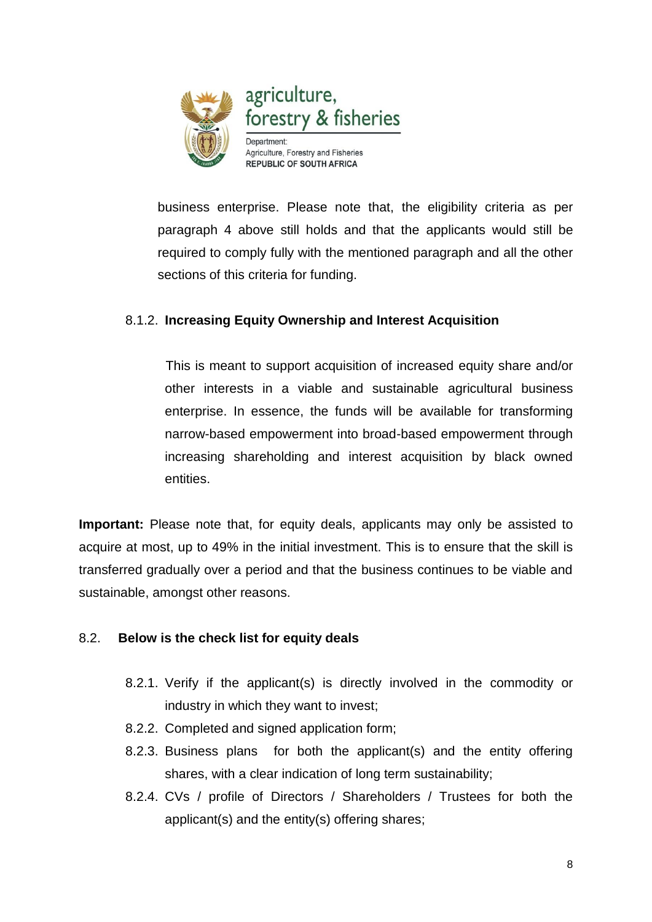business enterprise. Please note that, the eligibility criteria as per paragraph 4 above still holds and that the applicants would still be required to comply fully with the mentioned paragraph and all the other sections of this criteria for funding.

#### 8.1.2. **Increasing Equity Ownership and Interest Acquisition**

This is meant to support acquisition of increased equity share and/or other interests in a viable and sustainable agricultural business enterprise. In essence, the funds will be available for transforming narrow-based empowerment into broad-based empowerment through increasing shareholding and interest acquisition by black owned entities.

**Important:** Please note that, for equity deals, applicants may only be assisted to acquire at most, up to 49% in the initial investment. This is to ensure that the skill is transferred gradually over a period and that the business continues to be viable and sustainable, amongst other reasons.

### 8.2. **Below is the check list for equity deals**

- 8.2.1. Verify if the applicant(s) is directly involved in the commodity or industry in which they want to invest;
- 8.2.2. Completed and signed application form;
- 8.2.3. Business plans for both the applicant(s) and the entity offering shares, with a clear indication of long term sustainability;
- 8.2.4. CVs / profile of Directors / Shareholders / Trustees for both the applicant(s) and the entity(s) offering shares;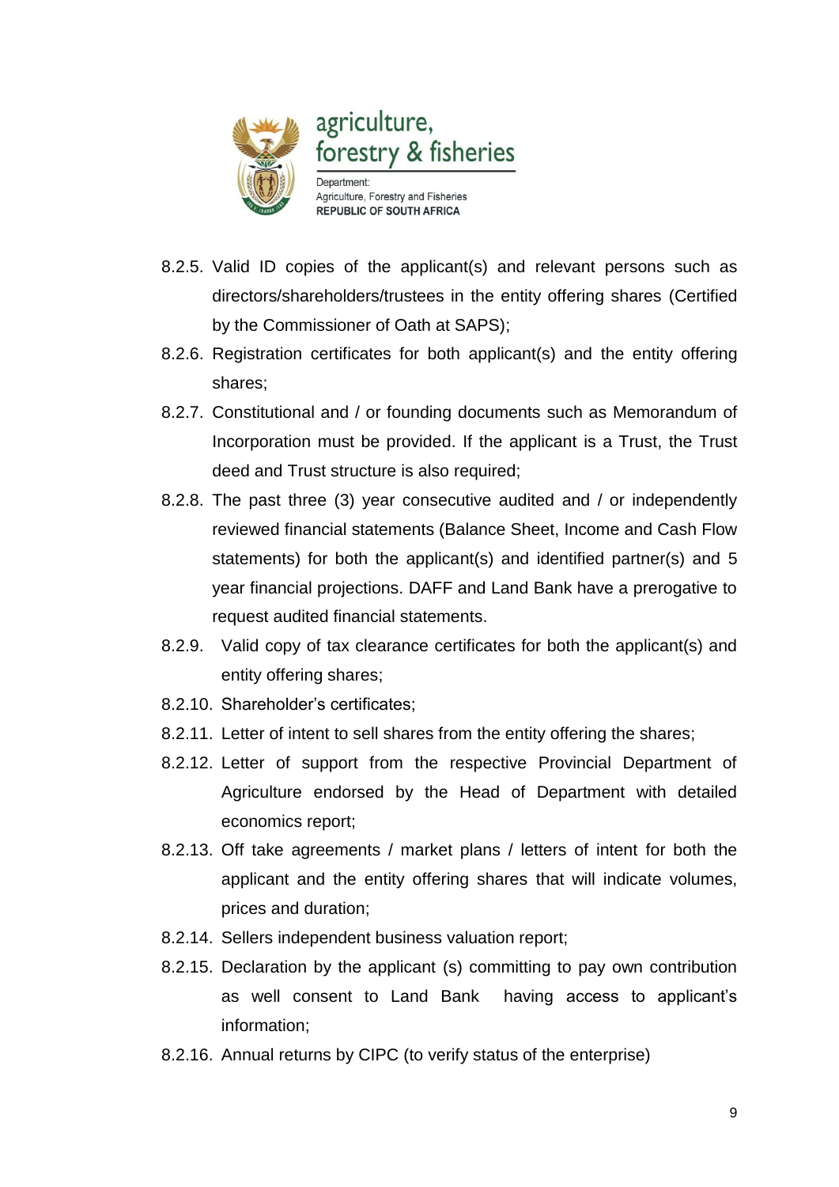8.2.5. Valid ID copies of the applicant(s) and relevant persons such as directors/shareholders/trustees in the entity offering shares (Certified by the Commissioner of Oath at SAPS);

8.2.6. Registration certificates for both applicant(s) and the entity offering shares;

8.2.7. Constitutional and / or founding documents such as Memorandum of Incorporation must be provided. If the applicant is a Trust, the Trust deed and Trust structure is also required;

8.2.8. The past three (3) year consecutive audited and / or independently reviewed financial statements (Balance Sheet, Income and Cash Flow statements) for both the applicant(s) and identified partner(s) and 5 year financial projections. DAFF and Land Bank have a prerogative to request audited financial statements.

8.2.9. Valid copy of tax clearance certificates for both the applicant(s) and entity offering shares;

8.2.10. Shareholder's certificates;

8.2.11. Letter of intent to sell shares from the entity offering the shares;

8.2.12. Letter of support from the respective Provincial Department of Agriculture endorsed by the Head of Department with detailed economics report;

8.2.13. Off take agreements / market plans / letters of intent for both the applicant and the entity offering shares that will indicate volumes, prices and duration;

8.2.14. Sellers independent business valuation report;

8.2.15. Declaration by the applicant (s) committing to pay own contribution as well consent to Land Bank having access to applicant's information;

8.2.16. Annual returns by CIPC (to verify status of the enterprise)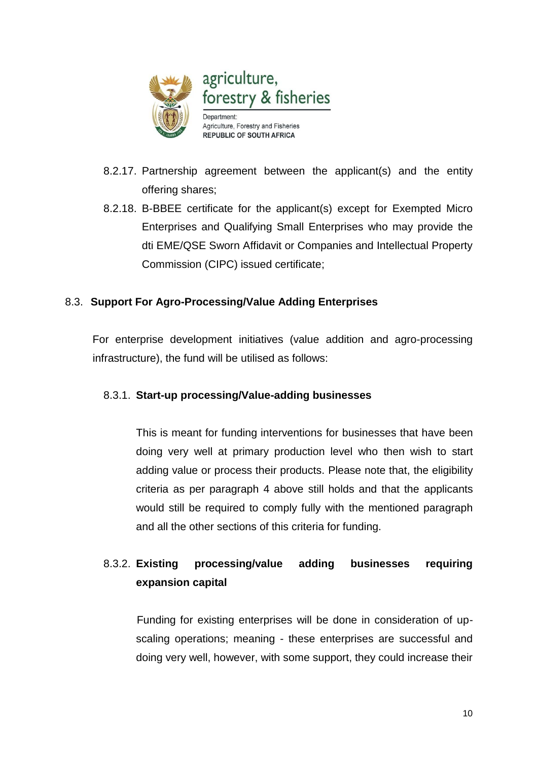8.2.17. Partnership agreement between the applicant(s) and the entity offering shares;

8.2.18. B-BBEE certificate for the applicant(s) except for Exempted Micro Enterprises and Qualifying Small Enterprises who may provide the dti EME/QSE Sworn Affidavit or Companies and Intellectual Property Commission (CIPC) issued certificate;

## 8.3. Support For Agro-Processing/Value Adding Enterprises

For enterprise development initiatives (value addition and agro-processing infrastructure), the fund will be utilised as follows:

### 8.3.1. Start-up processing/Value-adding businesses

This is meant for funding interventions for businesses that have been doing very well at primary production level who then wish to start adding value or process their products. Please note that, the eligibility criteria as per paragraph 4 above still holds and that the applicants would still be required to comply fully with the mentioned paragraph and all the other sections of this criteria for funding.

### 8.3.2. Existing processing/value adding businesses requiring expansion capital

Funding for existing enterprises will be done in consideration of up-scaling operations; meaning - these enterprises are successful and doing very well, however, with some support, they could increase their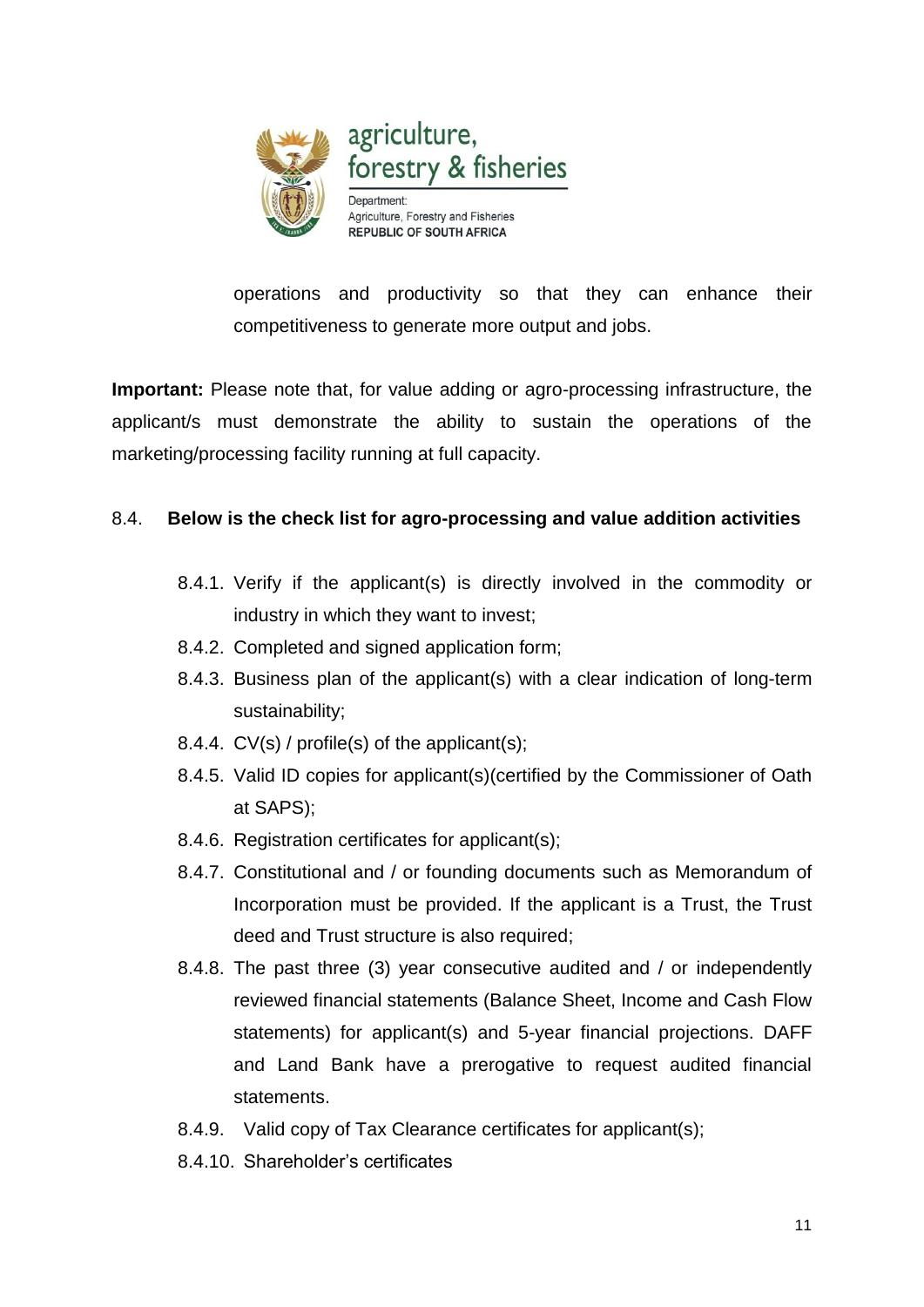operations and productivity so that they can enhance their competitiveness to generate more output and jobs.

**Important:** Please note that, for value adding or agro-processing infrastructure, the applicant/s must demonstrate the ability to sustain the operations of the marketing/processing facility running at full capacity.

8.4. **Below is the check list for agro-processing and value addition activities**

- 8.4.1. Verify if the applicant(s) is directly involved in the commodity or industry in which they want to invest;
- 8.4.2. Completed and signed application form;
- 8.4.3. Business plan of the applicant(s) with a clear indication of long-term sustainability;
- 8.4.4. CV(s) / profile(s) of the applicant(s);
- 8.4.5. Valid ID copies for applicant(s)(certified by the Commissioner of Oath at SAPS);
- 8.4.6. Registration certificates for applicant(s);
- 8.4.7. Constitutional and / or founding documents such as Memorandum of Incorporation must be provided. If the applicant is a Trust, the Trust deed and Trust structure is also required;
- 8.4.8. The past three (3) year consecutive audited and / or independently reviewed financial statements (Balance Sheet, Income and Cash Flow statements) for applicant(s) and 5-year financial projections. DAFF and Land Bank have a prerogative to request audited financial statements.
- 8.4.9. Valid copy of Tax Clearance certificates for applicant(s);
- 8.4.10. Shareholder's certificates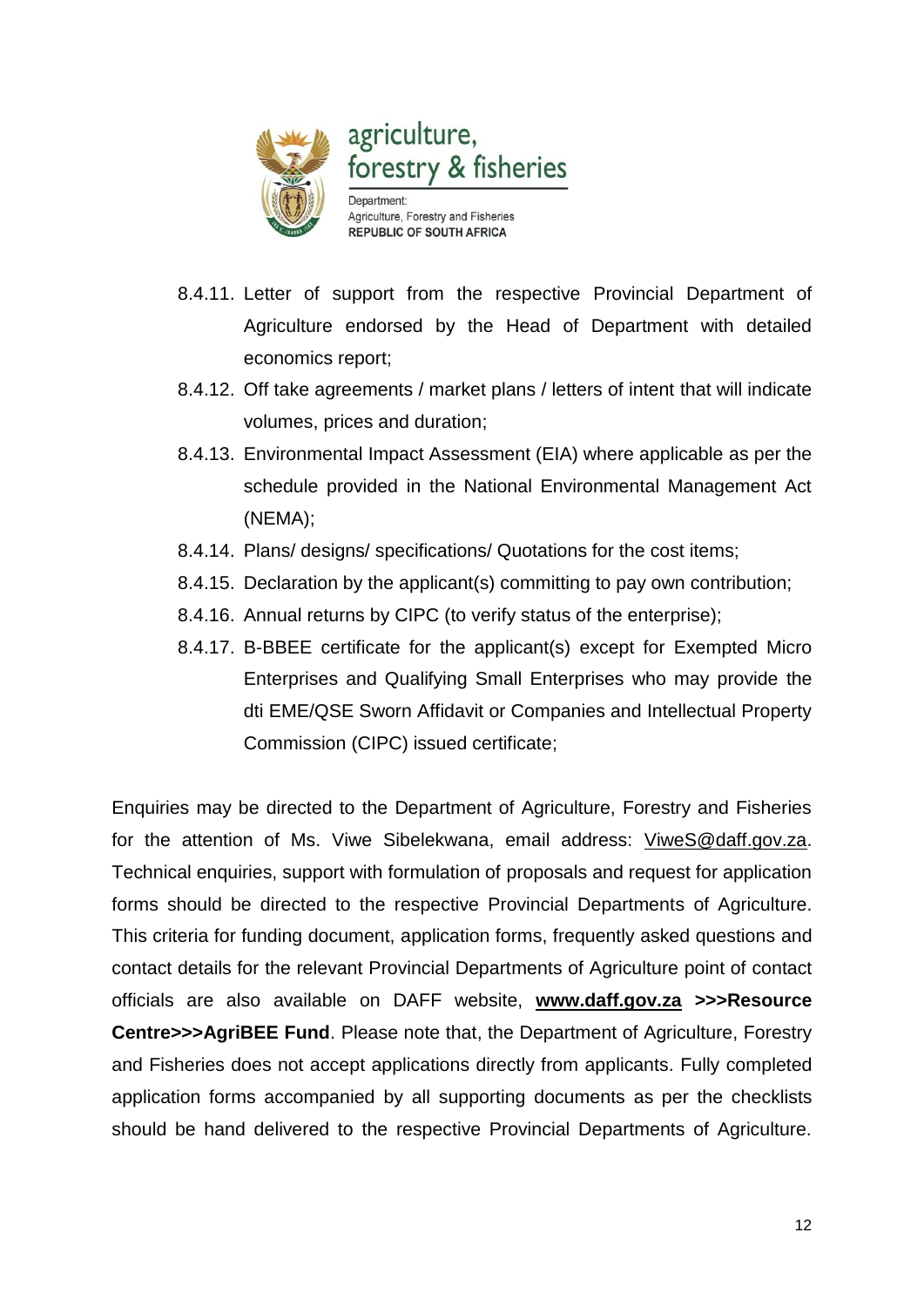8.4.11. Letter of support from the respective Provincial Department of Agriculture endorsed by the Head of Department with detailed economics report;

8.4.12. Off take agreements / market plans / letters of intent that will indicate volumes, prices and duration;

8.4.13. Environmental Impact Assessment (EIA) where applicable as per the schedule provided in the National Environmental Management Act (NEMA);

8.4.14. Plans/ designs/ specifications/ Quotations for the cost items;

8.4.15. Declaration by the applicant(s) committing to pay own contribution;

8.4.16. Annual returns by CIPC (to verify status of the enterprise);

8.4.17. B-BBEE certificate for the applicant(s) except for Exempted Micro Enterprises and Qualifying Small Enterprises who may provide the dti EME/QSE Sworn Affidavit or Companies and Intellectual Property Commission (CIPC) issued certificate;

Enquiries may be directed to the Department of Agriculture, Forestry and Fisheries for the attention of Ms. Viwe Sibelekwana, email address: ViweS@daff.gov.za. Technical enquiries, support with formulation of proposals and request for application forms should be directed to the respective Provincial Departments of Agriculture. This criteria for funding document, application forms, frequently asked questions and contact details for the relevant Provincial Departments of Agriculture point of contact officials are also available on DAFF website, **www.daff.gov.za >>>Resource Centre>>>AgriBEE Fund**. Please note that, the Department of Agriculture, Forestry and Fisheries does not accept applications directly from applicants. Fully completed application forms accompanied by all supporting documents as per the checklists should be hand delivered to the respective Provincial Departments of Agriculture.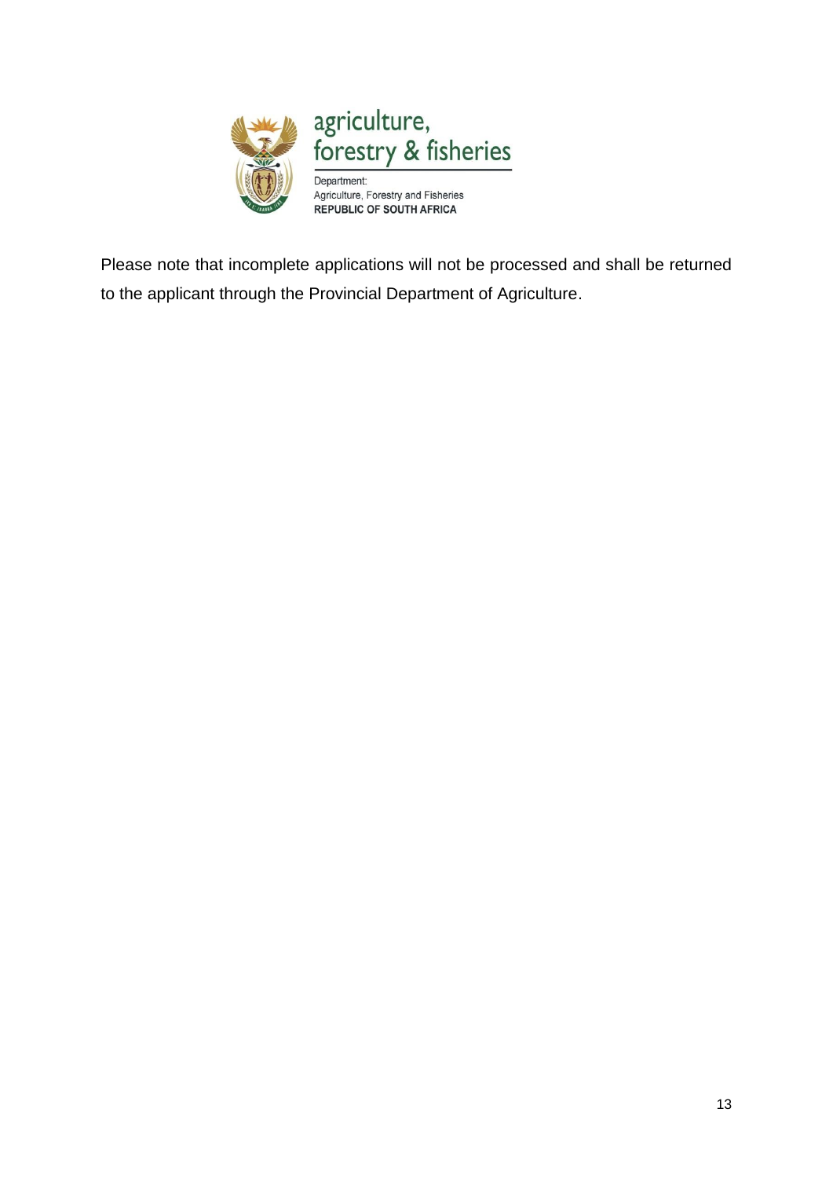agriculture, forestry & fisheries

Department:
Agriculture, Forestry and Fisheries
REPUBLIC OF SOUTH AFRICA

Please note that incomplete applications will not be processed and shall be returned to the applicant through the Provincial Department of Agriculture.